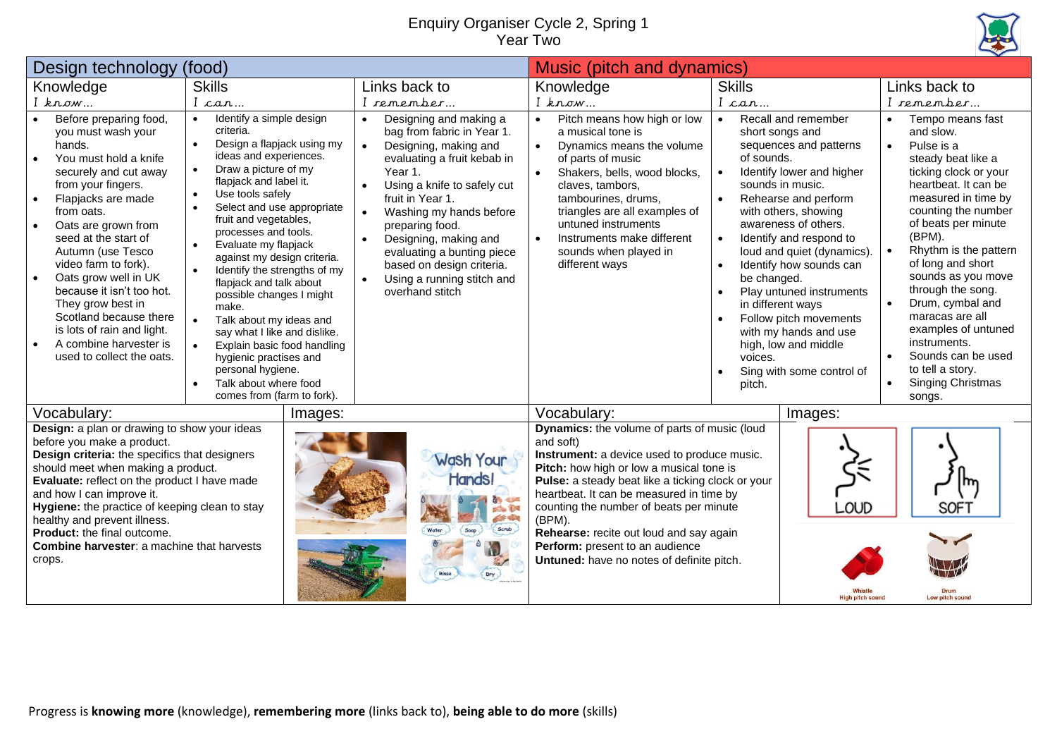# Enquiry Organiser Cycle 2, Spring 1
## Year Two

## Design technology (food)

| Knowledge<br>*I know…* | Skills<br>*I can…* | Links back to<br>*I remember…* |
|---|---|---|
| • Before preparing food, you must wash your hands.<br>• You must hold a knife securely and cut away from your fingers.<br>• Flapjacks are made from oats.<br>• Oats are grown from seed at the start of Autumn (use Tesco video farm to fork).<br>• Oats grow well in UK because it isn't too hot. They grow best in Scotland because there is lots of rain and light.<br>• A combine harvester is used to collect the oats. | • Identify a simple design criteria.<br>• Design a flapjack using my ideas and experiences.<br>• Draw a picture of my flapjack and label it.<br>• Use tools safely<br>• Select and use appropriate fruit and vegetables, processes and tools.<br>• Evaluate my flapjack against my design criteria.<br>• Identify the strengths of my flapjack and talk about possible changes I might make.<br>• Talk about my ideas and say what I like and dislike.<br>• Explain basic food handling hygienic practises and personal hygiene.<br>• Talk about where food comes from (farm to fork). | • Designing and making a bag from fabric in Year 1.<br>• Designing, making and evaluating a fruit kebab in Year 1.<br>• Using a knife to safely cut fruit in Year 1.<br>• Washing my hands before preparing food.<br>• Designing, making and evaluating a bunting piece based on design criteria.<br>• Using a running stitch and overhand stitch |

### Vocabulary:

**Design:** a plan or drawing to show your ideas before you make a product.
**Design criteria:** the specifics that designers should meet when making a product.
**Evaluate:** reflect on the product I have made and how I can improve it.
**Hygiene:** the practice of keeping clean to stay healthy and prevent illness.
**Product:** the final outcome.
**Combine harvester**: a machine that harvests crops.

### Images:

## Music (pitch and dynamics)

| Knowledge<br>*I know…* | Skills<br>*I can…* | Links back to<br>*I remember…* |
|---|---|---|
| • Pitch means how high or low a musical tone is<br>• Dynamics means the volume of parts of music<br>• Shakers, bells, wood blocks, claves, tambors, tambourines, drums, triangles are all examples of untuned instruments<br>• Instruments make different sounds when played in different ways | • Recall and remember short songs and sequences and patterns of sounds.<br>• Identify lower and higher sounds in music.<br>• Rehearse and perform with others, showing awareness of others.<br>• Identify and respond to loud and quiet (dynamics).<br>• Identify how sounds can be changed.<br>• Play untuned instruments in different ways<br>• Follow pitch movements with my hands and use high, low and middle voices.<br>• Sing with some control of pitch. | • Tempo means fast and slow.<br>• Pulse is a steady beat like a ticking clock or your heartbeat. It can be measured in time by counting the number of beats per minute (BPM).<br>• Rhythm is the pattern of long and short sounds as you move through the song.<br>• Drum, cymbal and maracas are all examples of untuned instruments.<br>• Sounds can be used to tell a story.<br>• Singing Christmas songs. |

### Vocabulary:

**Dynamics:** the volume of parts of music (loud and soft)
**Instrument:** a device used to produce music.
**Pitch:** how high or low a musical tone is
**Pulse:** a steady beat like a ticking clock or your heartbeat. It can be measured in time by counting the number of beats per minute (BPM).
**Rehearse:** recite out loud and say again
**Perform:** present to an audience
**Untuned:** have no notes of definite pitch.

### Images:

Progress is **knowing more** (knowledge), **remembering more** (links back to), **being able to do more** (skills)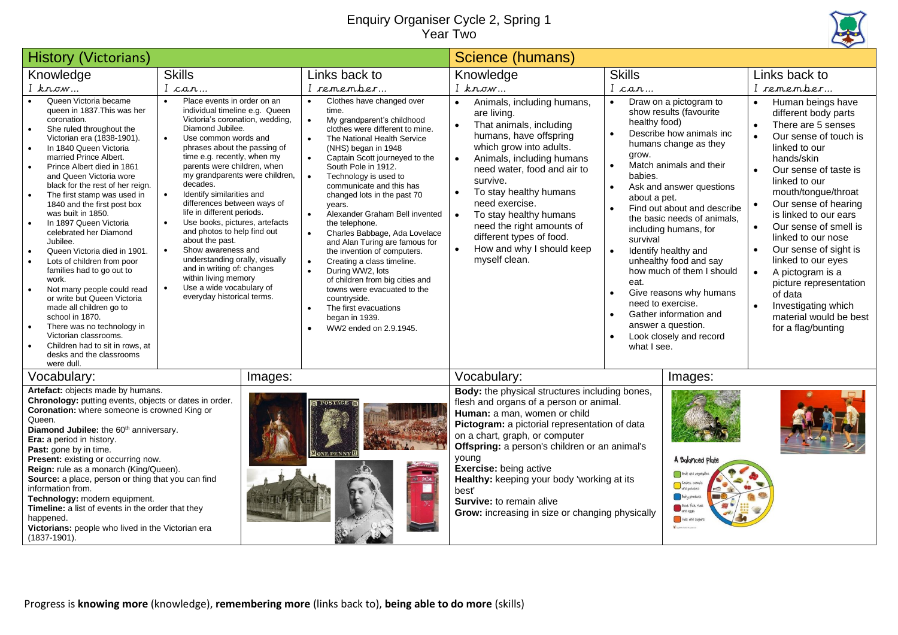# Enquiry Organiser Cycle 2, Spring 1
## Year Two

## History (Victorians)

### Knowledge
*I know…*

- Queen Victoria became queen in 1837.This was her coronation.
- She ruled throughout the Victorian era (1838-1901).
- In 1840 Queen Victoria married Prince Albert.
- Prince Albert died in 1861 and Queen Victoria wore black for the rest of her reign.
- The first stamp was used in 1840 and the first post box was built in 1850.
- In 1897 Queen Victoria celebrated her Diamond Jubilee.
- Queen Victoria died in 1901.
- Lots of children from poor families had to go out to work.
- Not many people could read or write but Queen Victoria made all children go to school in 1870.
- There was no technology in Victorian classrooms.
- Children had to sit in rows, at desks and the classrooms were dull.

### Skills
*I can…*

- Place events in order on an individual timeline e.g. Queen Victoria's coronation, wedding, Diamond Jubilee.
- Use common words and phrases about the passing of time e.g. recently, when my parents were children, when my grandparents were children, decades.
- Identify similarities and differences between ways of life in different periods.
- Use books, pictures, artefacts and photos to help find out about the past.
- Show awareness and understanding orally, visually and in writing of: changes within living memory
- Use a wide vocabulary of everyday historical terms.

### Links back to
*I remember…*

- Clothes have changed over time.
- My grandparent's childhood clothes were different to mine.
- The National Health Service (NHS) began in 1948
- Captain Scott journeyed to the South Pole in 1912.
- Technology is used to communicate and this has changed lots in the past 70 years.
- Alexander Graham Bell invented the telephone.
- Charles Babbage, Ada Lovelace and Alan Turing are famous for the invention of computers.
- Creating a class timeline.
- During WW2, lots of children from big cities and towns were evacuated to the countryside.
- The first evacuations began in 1939.
- WW2 ended on 2.9.1945.

### Vocabulary:

**Artefact:** objects made by humans.
**Chronology:** putting events, objects or dates in order.
**Coronation:** where someone is crowned King or Queen.
**Diamond Jubilee:** the 60th anniversary.
**Era:** a period in history.
**Past:** gone by in time.
**Present:** existing or occurring now.
**Reign:** rule as a monarch (King/Queen).
**Source:** a place, person or thing that you can find information from.
**Technology:** modern equipment.
**Timeline:** a list of events in the order that they happened.
**Victorians:** people who lived in the Victorian era (1837-1901).

### Images:

## Science (humans)

### Knowledge
*I know…*

- Animals, including humans, are living.
- That animals, including humans, have offspring which grow into adults.
- Animals, including humans need water, food and air to survive.
- To stay healthy humans need exercise.
- To stay healthy humans need the right amounts of different types of food.
- How and why I should keep myself clean.

### Skills
*I can…*

- Draw on a pictogram to show results (favourite healthy food)
- Describe how animals inc humans change as they grow.
- Match animals and their babies.
- Ask and answer questions about a pet.
- Find out about and describe the basic needs of animals, including humans, for survival
- Identify healthy and unhealthy food and say how much of them I should eat.
- Give reasons why humans need to exercise.
- Gather information and answer a question.
- Look closely and record what I see.

### Links back to
*I remember…*

- Human beings have different body parts
- There are 5 senses
- Our sense of touch is linked to our hands/skin
- Our sense of taste is linked to our mouth/tongue/throat
- Our sense of hearing is linked to our ears
- Our sense of smell is linked to our nose
- Our sense of sight is linked to our eyes
- A pictogram is a picture representation of data
- Investigating which material would be best for a flag/bunting

### Vocabulary:

**Body:** the physical structures including bones, flesh and organs of a person or animal.
**Human:** a man, women or child
**Pictogram:** a pictorial representation of data on a chart, graph, or computer
**Offspring:** a person's children or an animal's young
**Exercise:** being active
**Healthy:** keeping your body 'working at its best'
**Survive:** to remain alive
**Grow:** increasing in size or changing physically

### Images:

Progress is **knowing more** (knowledge), **remembering more** (links back to), **being able to do more** (skills)